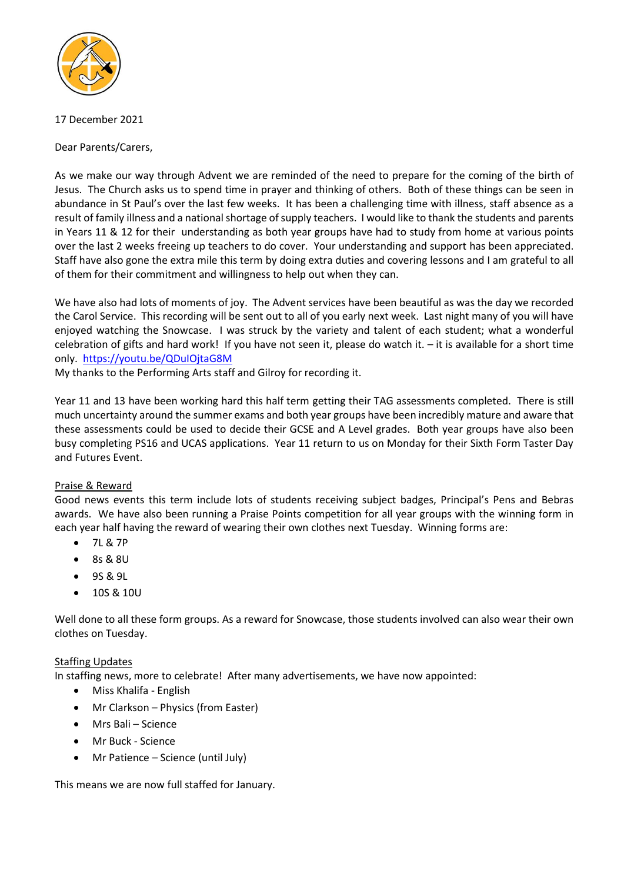17 December 2021

Dear Parents/Carers,

As we make our way through Advent we are reminded of the need to prepare for the coming of the birth of Jesus. The Church asks us to spend time in prayer and thinking of others. Both of these things can be seen in abundance in St Paul's over the last few weeks. It has been a challenging time with illness, staff absence as a result of family illness and a national shortage of supply teachers. I would like to thank the students and parents in Years 11 & 12 for their understanding as both year groups have had to study from home at various points over the last 2 weeks freeing up teachers to do cover. Your understanding and support has been appreciated. Staff have also gone the extra mile this term by doing extra duties and covering lessons and I am grateful to all of them for their commitment and willingness to help out when they can.

We have also had lots of moments of joy. The Advent services have been beautiful as was the day we recorded the Carol Service. This recording will be sent out to all of you early next week. Last night many of you will have enjoyed watching the Snowcase. I was struck by the variety and talent of each student; what a wonderful celebration of gifts and hard work! If you have not seen it, please do watch it. – it is available for a short time only. [https://youtu.be/QDuIOjtaG8M](https://youtu.be/QDuIOjtaG8M)
My thanks to the Performing Arts staff and Gilroy for recording it.

Year 11 and 13 have been working hard this half term getting their TAG assessments completed. There is still much uncertainty around the summer exams and both year groups have been incredibly mature and aware that these assessments could be used to decide their GCSE and A Level grades. Both year groups have also been busy completing PS16 and UCAS applications. Year 11 return to us on Monday for their Sixth Form Taster Day and Futures Event.

## Praise & Reward

Good news events this term include lots of students receiving subject badges, Principal's Pens and Bebras awards. We have also been running a Praise Points competition for all year groups with the winning form in each year half having the reward of wearing their own clothes next Tuesday. Winning forms are:

- 7L & 7P
- 8s & 8U
- 9S & 9L
- 10S & 10U

Well done to all these form groups. As a reward for Snowcase, those students involved can also wear their own clothes on Tuesday.

## Staffing Updates

In staffing news, more to celebrate! After many advertisements, we have now appointed:

- Miss Khalifa - English
- Mr Clarkson – Physics (from Easter)
- Mrs Bali – Science
- Mr Buck - Science
- Mr Patience – Science (until July)

This means we are now full staffed for January.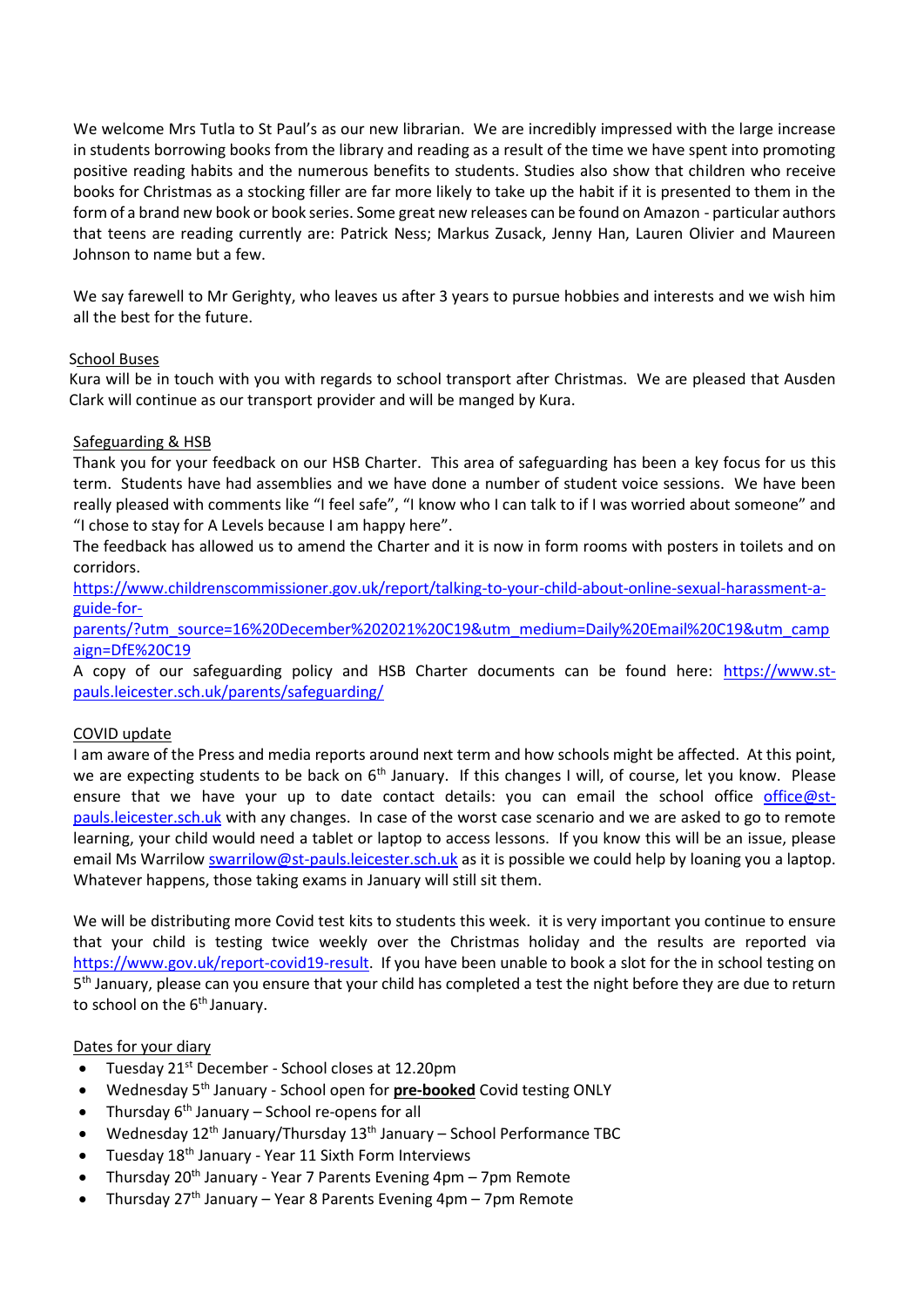We welcome Mrs Tutla to St Paul's as our new librarian. We are incredibly impressed with the large increase in students borrowing books from the library and reading as a result of the time we have spent into promoting positive reading habits and the numerous benefits to students. Studies also show that children who receive books for Christmas as a stocking filler are far more likely to take up the habit if it is presented to them in the form of a brand new book or book series. Some great new releases can be found on Amazon - particular authors that teens are reading currently are: Patrick Ness; Markus Zusack, Jenny Han, Lauren Olivier and Maureen Johnson to name but a few.

We say farewell to Mr Gerighty, who leaves us after 3 years to pursue hobbies and interests and we wish him all the best for the future.

**School Buses**

Kura will be in touch with you with regards to school transport after Christmas. We are pleased that Ausden Clark will continue as our transport provider and will be manged by Kura.

**Safeguarding & HSB**

Thank you for your feedback on our HSB Charter. This area of safeguarding has been a key focus for us this term. Students have had assemblies and we have done a number of student voice sessions. We have been really pleased with comments like "I feel safe", "I know who I can talk to if I was worried about someone" and "I chose to stay for A Levels because I am happy here".

The feedback has allowed us to amend the Charter and it is now in form rooms with posters in toilets and on corridors.

https://www.childrenscommissioner.gov.uk/report/talking-to-your-child-about-online-sexual-harassment-a-guide-for-parents/?utm_source=16%20December%202021%20C19&utm_medium=Daily%20Email%20C19&utm_campaign=DfE%20C19

A copy of our safeguarding policy and HSB Charter documents can be found here: https://www.st-pauls.leicester.sch.uk/parents/safeguarding/

**COVID update**

I am aware of the Press and media reports around next term and how schools might be affected. At this point, we are expecting students to be back on 6th January. If this changes I will, of course, let you know. Please ensure that we have your up to date contact details: you can email the school office office@st-pauls.leicester.sch.uk with any changes. In case of the worst case scenario and we are asked to go to remote learning, your child would need a tablet or laptop to access lessons. If you know this will be an issue, please email Ms Warrilow swarrilow@st-pauls.leicester.sch.uk as it is possible we could help by loaning you a laptop. Whatever happens, those taking exams in January will still sit them.

We will be distributing more Covid test kits to students this week. it is very important you continue to ensure that your child is testing twice weekly over the Christmas holiday and the results are reported via https://www.gov.uk/report-covid19-result. If you have been unable to book a slot for the in school testing on 5th January, please can you ensure that your child has completed a test the night before they are due to return to school on the 6th January.

**Dates for your diary**

- Tuesday 21st December - School closes at 12.20pm
- Wednesday 5th January - School open for **pre-booked** Covid testing ONLY
- Thursday 6th January – School re-opens for all
- Wednesday 12th January/Thursday 13th January – School Performance TBC
- Tuesday 18th January - Year 11 Sixth Form Interviews
- Thursday 20th January - Year 7 Parents Evening 4pm – 7pm Remote
- Thursday 27th January – Year 8 Parents Evening 4pm – 7pm Remote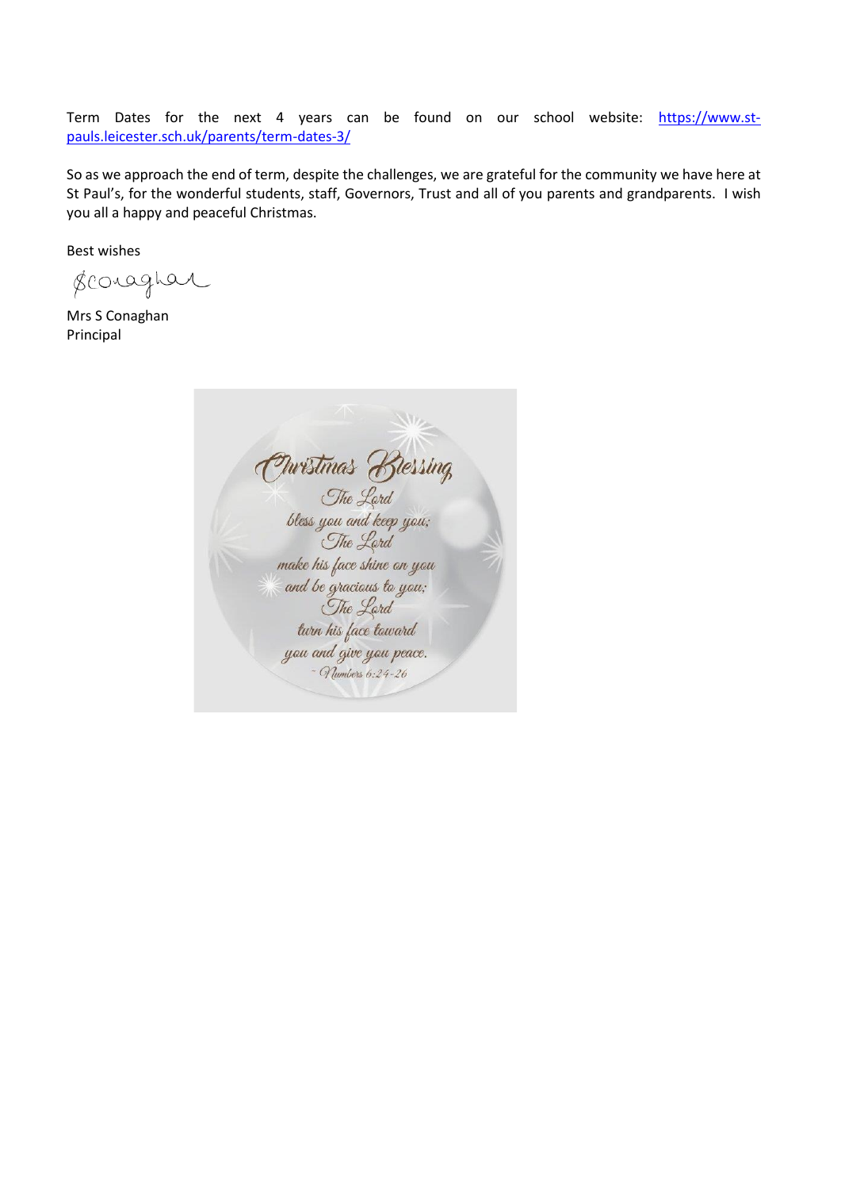Term Dates for the next 4 years can be found on our school website: [https://www.st-pauls.leicester.sch.uk/parents/term-dates-3/](https://www.st-pauls.leicester.sch.uk/parents/term-dates-3/)

So as we approach the end of term, despite the challenges, we are grateful for the community we have here at St Paul's, for the wonderful students, staff, Governors, Trust and all of you parents and grandparents. I wish you all a happy and peaceful Christmas.

Best wishes

Mrs S Conaghan
Principal

*Christmas Blessing*

*The Lord*
*bless you and keep you;*
*The Lord*
*make his face shine on you*
*and be gracious to you;*
*The Lord*
*turn his face toward*
*you and give you peace.*
*~ Numbers 6:24-26*